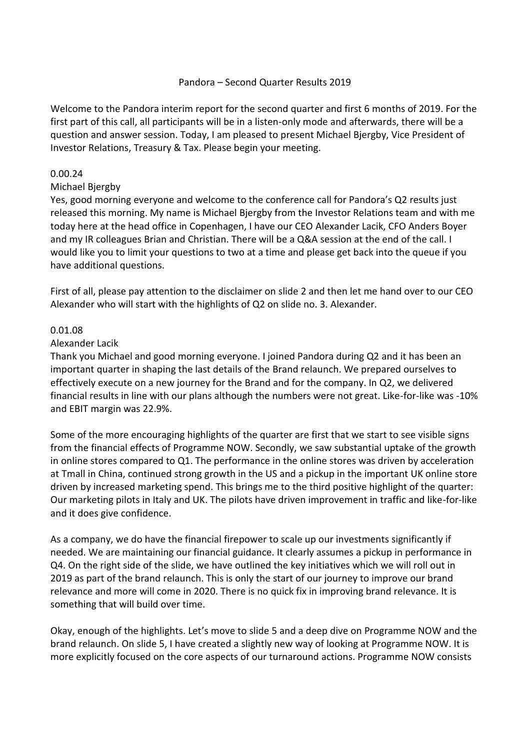Pandora – Second Quarter Results 2019

Welcome to the Pandora interim report for the second quarter and first 6 months of 2019. For the first part of this call, all participants will be in a listen-only mode and afterwards, there will be a question and answer session. Today, I am pleased to present Michael Bjergby, Vice President of Investor Relations, Treasury & Tax. Please begin your meeting.

0.00.24

Michael Bjergby

Yes, good morning everyone and welcome to the conference call for Pandora's Q2 results just released this morning. My name is Michael Bjergby from the Investor Relations team and with me today here at the head office in Copenhagen, I have our CEO Alexander Lacik, CFO Anders Boyer and my IR colleagues Brian and Christian. There will be a Q&A session at the end of the call. I would like you to limit your questions to two at a time and please get back into the queue if you have additional questions.

First of all, please pay attention to the disclaimer on slide 2 and then let me hand over to our CEO Alexander who will start with the highlights of Q2 on slide no. 3. Alexander.

0.01.08

Alexander Lacik

Thank you Michael and good morning everyone. I joined Pandora during Q2 and it has been an important quarter in shaping the last details of the Brand relaunch. We prepared ourselves to effectively execute on a new journey for the Brand and for the company. In Q2, we delivered financial results in line with our plans although the numbers were not great. Like-for-like was -10% and EBIT margin was 22.9%.

Some of the more encouraging highlights of the quarter are first that we start to see visible signs from the financial effects of Programme NOW. Secondly, we saw substantial uptake of the growth in online stores compared to Q1. The performance in the online stores was driven by acceleration at Tmall in China, continued strong growth in the US and a pickup in the important UK online store driven by increased marketing spend. This brings me to the third positive highlight of the quarter: Our marketing pilots in Italy and UK. The pilots have driven improvement in traffic and like-for-like and it does give confidence.

As a company, we do have the financial firepower to scale up our investments significantly if needed. We are maintaining our financial guidance. It clearly assumes a pickup in performance in Q4. On the right side of the slide, we have outlined the key initiatives which we will roll out in 2019 as part of the brand relaunch. This is only the start of our journey to improve our brand relevance and more will come in 2020. There is no quick fix in improving brand relevance. It is something that will build over time.

Okay, enough of the highlights. Let's move to slide 5 and a deep dive on Programme NOW and the brand relaunch. On slide 5, I have created a slightly new way of looking at Programme NOW. It is more explicitly focused on the core aspects of our turnaround actions. Programme NOW consists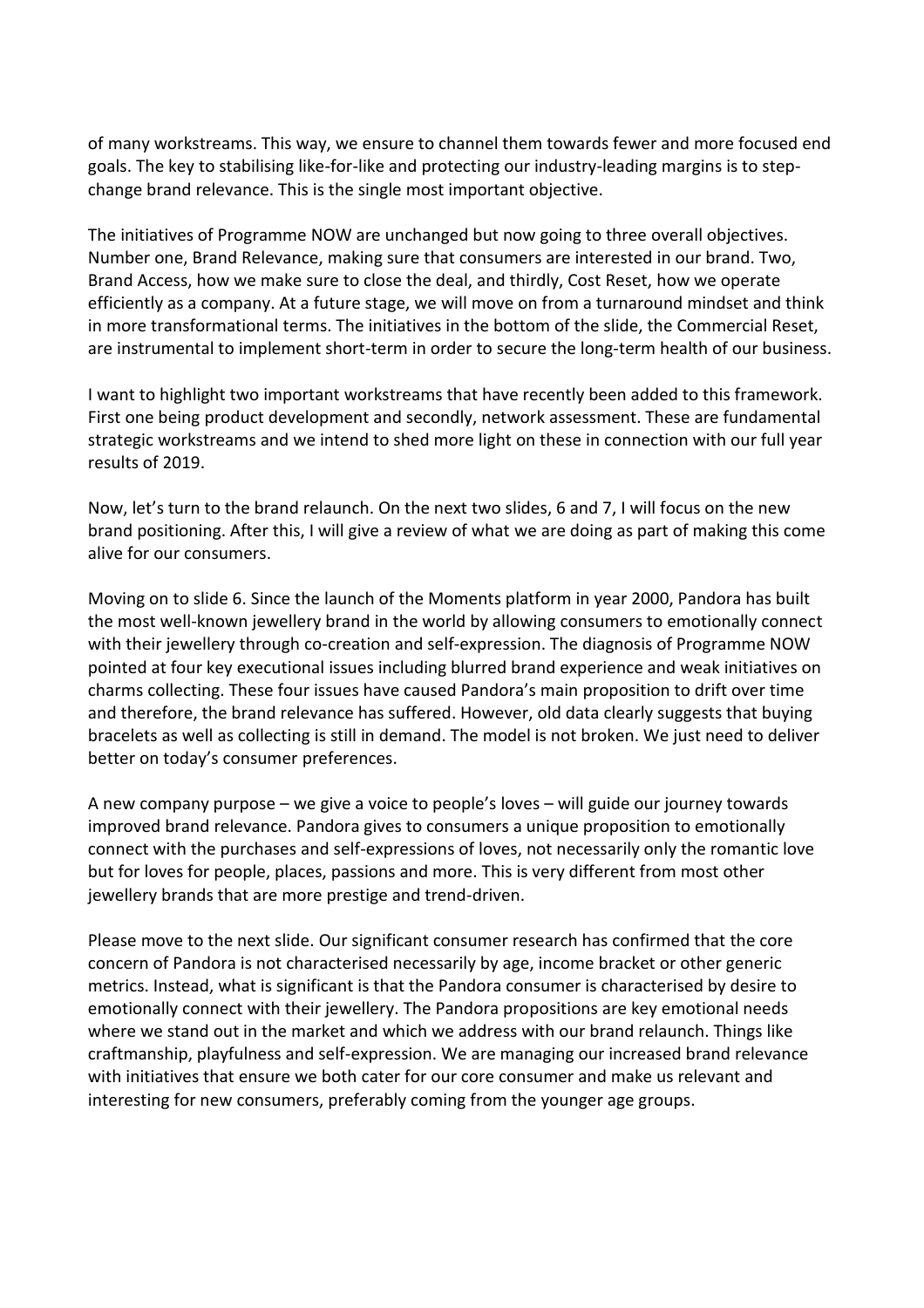of many workstreams. This way, we ensure to channel them towards fewer and more focused end goals. The key to stabilising like-for-like and protecting our industry-leading margins is to step-change brand relevance. This is the single most important objective.

The initiatives of Programme NOW are unchanged but now going to three overall objectives. Number one, Brand Relevance, making sure that consumers are interested in our brand. Two, Brand Access, how we make sure to close the deal, and thirdly, Cost Reset, how we operate efficiently as a company. At a future stage, we will move on from a turnaround mindset and think in more transformational terms. The initiatives in the bottom of the slide, the Commercial Reset, are instrumental to implement short-term in order to secure the long-term health of our business.

I want to highlight two important workstreams that have recently been added to this framework. First one being product development and secondly, network assessment. These are fundamental strategic workstreams and we intend to shed more light on these in connection with our full year results of 2019.

Now, let's turn to the brand relaunch. On the next two slides, 6 and 7, I will focus on the new brand positioning. After this, I will give a review of what we are doing as part of making this come alive for our consumers.

Moving on to slide 6. Since the launch of the Moments platform in year 2000, Pandora has built the most well-known jewellery brand in the world by allowing consumers to emotionally connect with their jewellery through co-creation and self-expression. The diagnosis of Programme NOW pointed at four key executional issues including blurred brand experience and weak initiatives on charms collecting. These four issues have caused Pandora's main proposition to drift over time and therefore, the brand relevance has suffered. However, old data clearly suggests that buying bracelets as well as collecting is still in demand. The model is not broken. We just need to deliver better on today's consumer preferences.

A new company purpose – we give a voice to people's loves – will guide our journey towards improved brand relevance. Pandora gives to consumers a unique proposition to emotionally connect with the purchases and self-expressions of loves, not necessarily only the romantic love but for loves for people, places, passions and more. This is very different from most other jewellery brands that are more prestige and trend-driven.

Please move to the next slide. Our significant consumer research has confirmed that the core concern of Pandora is not characterised necessarily by age, income bracket or other generic metrics. Instead, what is significant is that the Pandora consumer is characterised by desire to emotionally connect with their jewellery. The Pandora propositions are key emotional needs where we stand out in the market and which we address with our brand relaunch. Things like craftmanship, playfulness and self-expression. We are managing our increased brand relevance with initiatives that ensure we both cater for our core consumer and make us relevant and interesting for new consumers, preferably coming from the younger age groups.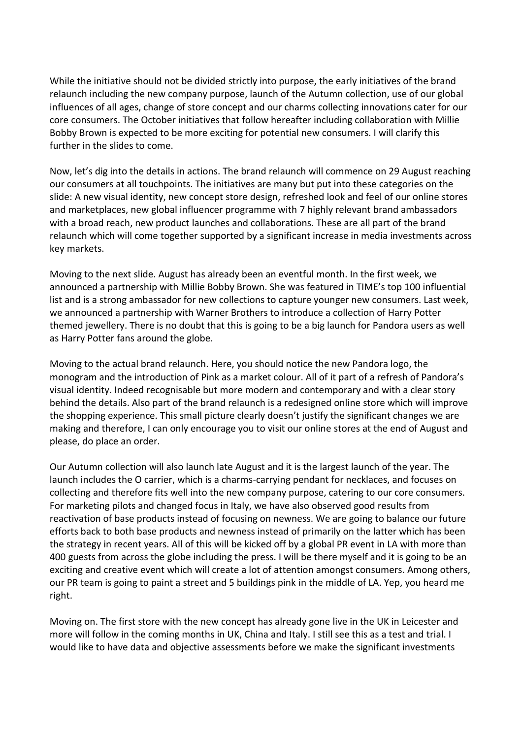While the initiative should not be divided strictly into purpose, the early initiatives of the brand relaunch including the new company purpose, launch of the Autumn collection, use of our global influences of all ages, change of store concept and our charms collecting innovations cater for our core consumers. The October initiatives that follow hereafter including collaboration with Millie Bobby Brown is expected to be more exciting for potential new consumers. I will clarify this further in the slides to come.

Now, let's dig into the details in actions. The brand relaunch will commence on 29 August reaching our consumers at all touchpoints. The initiatives are many but put into these categories on the slide: A new visual identity, new concept store design, refreshed look and feel of our online stores and marketplaces, new global influencer programme with 7 highly relevant brand ambassadors with a broad reach, new product launches and collaborations. These are all part of the brand relaunch which will come together supported by a significant increase in media investments across key markets.

Moving to the next slide. August has already been an eventful month. In the first week, we announced a partnership with Millie Bobby Brown. She was featured in TIME's top 100 influential list and is a strong ambassador for new collections to capture younger new consumers. Last week, we announced a partnership with Warner Brothers to introduce a collection of Harry Potter themed jewellery. There is no doubt that this is going to be a big launch for Pandora users as well as Harry Potter fans around the globe.

Moving to the actual brand relaunch. Here, you should notice the new Pandora logo, the monogram and the introduction of Pink as a market colour. All of it part of a refresh of Pandora's visual identity. Indeed recognisable but more modern and contemporary and with a clear story behind the details. Also part of the brand relaunch is a redesigned online store which will improve the shopping experience. This small picture clearly doesn't justify the significant changes we are making and therefore, I can only encourage you to visit our online stores at the end of August and please, do place an order.

Our Autumn collection will also launch late August and it is the largest launch of the year. The launch includes the O carrier, which is a charms-carrying pendant for necklaces, and focuses on collecting and therefore fits well into the new company purpose, catering to our core consumers. For marketing pilots and changed focus in Italy, we have also observed good results from reactivation of base products instead of focusing on newness. We are going to balance our future efforts back to both base products and newness instead of primarily on the latter which has been the strategy in recent years. All of this will be kicked off by a global PR event in LA with more than 400 guests from across the globe including the press. I will be there myself and it is going to be an exciting and creative event which will create a lot of attention amongst consumers. Among others, our PR team is going to paint a street and 5 buildings pink in the middle of LA. Yep, you heard me right.

Moving on. The first store with the new concept has already gone live in the UK in Leicester and more will follow in the coming months in UK, China and Italy. I still see this as a test and trial. I would like to have data and objective assessments before we make the significant investments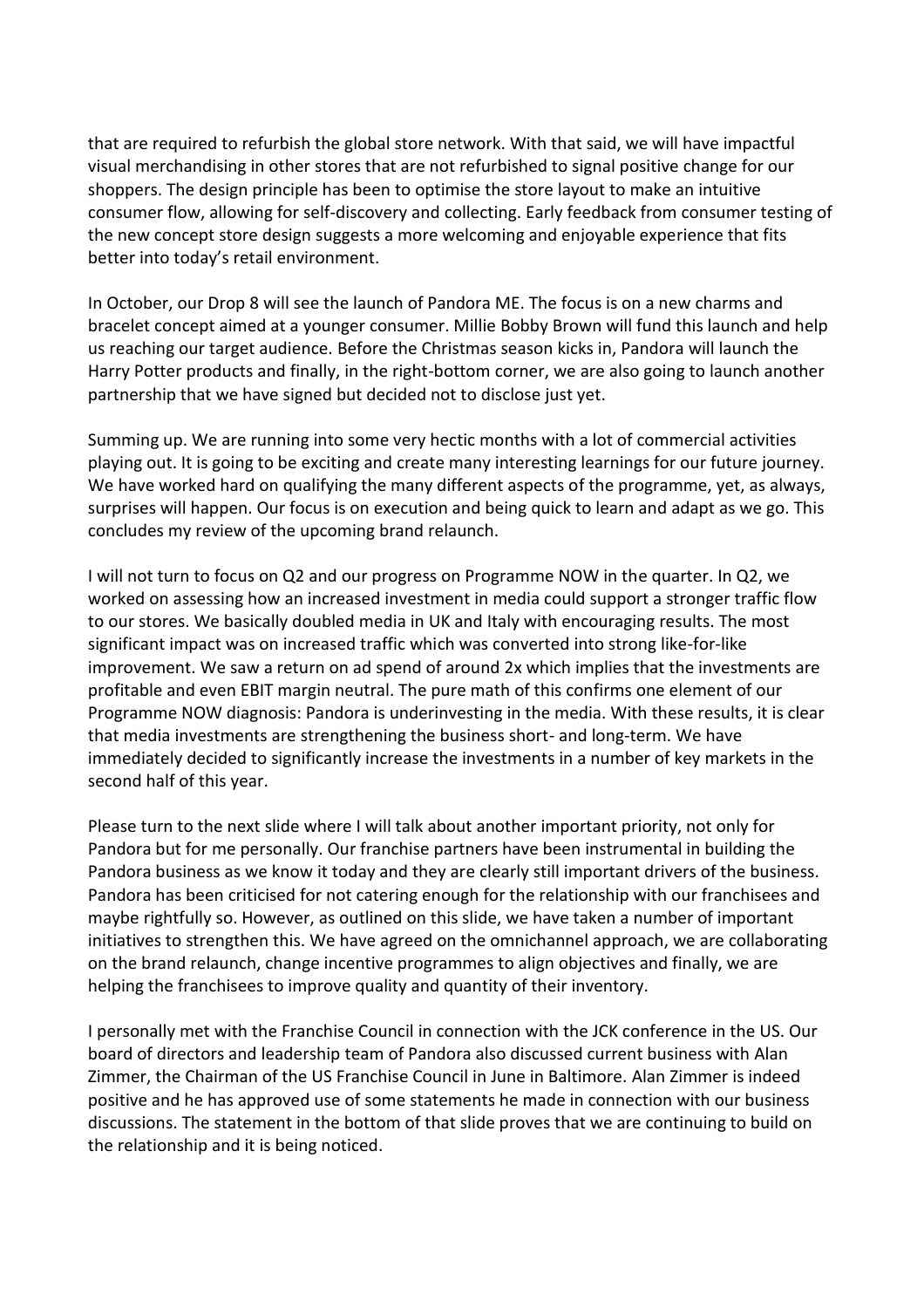that are required to refurbish the global store network. With that said, we will have impactful visual merchandising in other stores that are not refurbished to signal positive change for our shoppers. The design principle has been to optimise the store layout to make an intuitive consumer flow, allowing for self-discovery and collecting. Early feedback from consumer testing of the new concept store design suggests a more welcoming and enjoyable experience that fits better into today's retail environment.

In October, our Drop 8 will see the launch of Pandora ME. The focus is on a new charms and bracelet concept aimed at a younger consumer. Millie Bobby Brown will fund this launch and help us reaching our target audience. Before the Christmas season kicks in, Pandora will launch the Harry Potter products and finally, in the right-bottom corner, we are also going to launch another partnership that we have signed but decided not to disclose just yet.

Summing up. We are running into some very hectic months with a lot of commercial activities playing out. It is going to be exciting and create many interesting learnings for our future journey. We have worked hard on qualifying the many different aspects of the programme, yet, as always, surprises will happen. Our focus is on execution and being quick to learn and adapt as we go. This concludes my review of the upcoming brand relaunch.

I will not turn to focus on Q2 and our progress on Programme NOW in the quarter. In Q2, we worked on assessing how an increased investment in media could support a stronger traffic flow to our stores. We basically doubled media in UK and Italy with encouraging results. The most significant impact was on increased traffic which was converted into strong like-for-like improvement. We saw a return on ad spend of around 2x which implies that the investments are profitable and even EBIT margin neutral. The pure math of this confirms one element of our Programme NOW diagnosis: Pandora is underinvesting in the media. With these results, it is clear that media investments are strengthening the business short- and long-term. We have immediately decided to significantly increase the investments in a number of key markets in the second half of this year.

Please turn to the next slide where I will talk about another important priority, not only for Pandora but for me personally. Our franchise partners have been instrumental in building the Pandora business as we know it today and they are clearly still important drivers of the business. Pandora has been criticised for not catering enough for the relationship with our franchisees and maybe rightfully so. However, as outlined on this slide, we have taken a number of important initiatives to strengthen this. We have agreed on the omnichannel approach, we are collaborating on the brand relaunch, change incentive programmes to align objectives and finally, we are helping the franchisees to improve quality and quantity of their inventory.

I personally met with the Franchise Council in connection with the JCK conference in the US. Our board of directors and leadership team of Pandora also discussed current business with Alan Zimmer, the Chairman of the US Franchise Council in June in Baltimore. Alan Zimmer is indeed positive and he has approved use of some statements he made in connection with our business discussions. The statement in the bottom of that slide proves that we are continuing to build on the relationship and it is being noticed.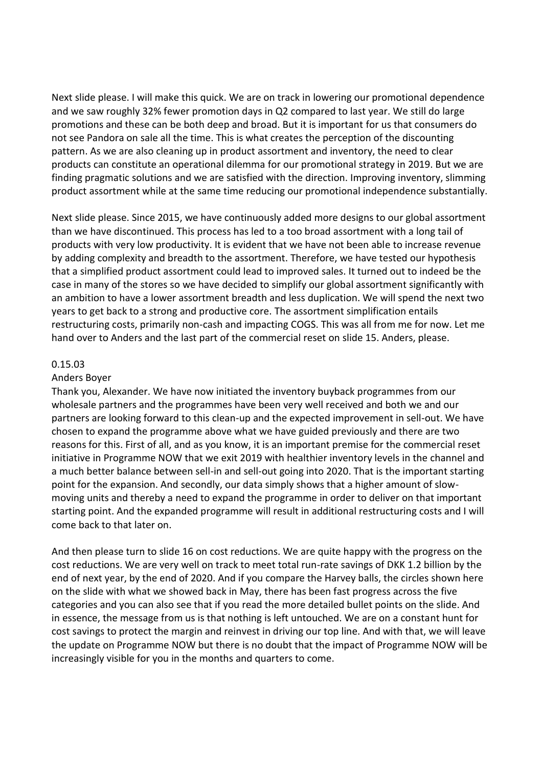Next slide please. I will make this quick. We are on track in lowering our promotional dependence and we saw roughly 32% fewer promotion days in Q2 compared to last year. We still do large promotions and these can be both deep and broad. But it is important for us that consumers do not see Pandora on sale all the time. This is what creates the perception of the discounting pattern. As we are also cleaning up in product assortment and inventory, the need to clear products can constitute an operational dilemma for our promotional strategy in 2019. But we are finding pragmatic solutions and we are satisfied with the direction. Improving inventory, slimming product assortment while at the same time reducing our promotional independence substantially.

Next slide please. Since 2015, we have continuously added more designs to our global assortment than we have discontinued. This process has led to a too broad assortment with a long tail of products with very low productivity. It is evident that we have not been able to increase revenue by adding complexity and breadth to the assortment. Therefore, we have tested our hypothesis that a simplified product assortment could lead to improved sales. It turned out to indeed be the case in many of the stores so we have decided to simplify our global assortment significantly with an ambition to have a lower assortment breadth and less duplication. We will spend the next two years to get back to a strong and productive core. The assortment simplification entails restructuring costs, primarily non-cash and impacting COGS. This was all from me for now. Let me hand over to Anders and the last part of the commercial reset on slide 15. Anders, please.

0.15.03

Anders Boyer

Thank you, Alexander. We have now initiated the inventory buyback programmes from our wholesale partners and the programmes have been very well received and both we and our partners are looking forward to this clean-up and the expected improvement in sell-out. We have chosen to expand the programme above what we have guided previously and there are two reasons for this. First of all, and as you know, it is an important premise for the commercial reset initiative in Programme NOW that we exit 2019 with healthier inventory levels in the channel and a much better balance between sell-in and sell-out going into 2020. That is the important starting point for the expansion. And secondly, our data simply shows that a higher amount of slow-moving units and thereby a need to expand the programme in order to deliver on that important starting point. And the expanded programme will result in additional restructuring costs and I will come back to that later on.

And then please turn to slide 16 on cost reductions. We are quite happy with the progress on the cost reductions. We are very well on track to meet total run-rate savings of DKK 1.2 billion by the end of next year, by the end of 2020. And if you compare the Harvey balls, the circles shown here on the slide with what we showed back in May, there has been fast progress across the five categories and you can also see that if you read the more detailed bullet points on the slide. And in essence, the message from us is that nothing is left untouched. We are on a constant hunt for cost savings to protect the margin and reinvest in driving our top line. And with that, we will leave the update on Programme NOW but there is no doubt that the impact of Programme NOW will be increasingly visible for you in the months and quarters to come.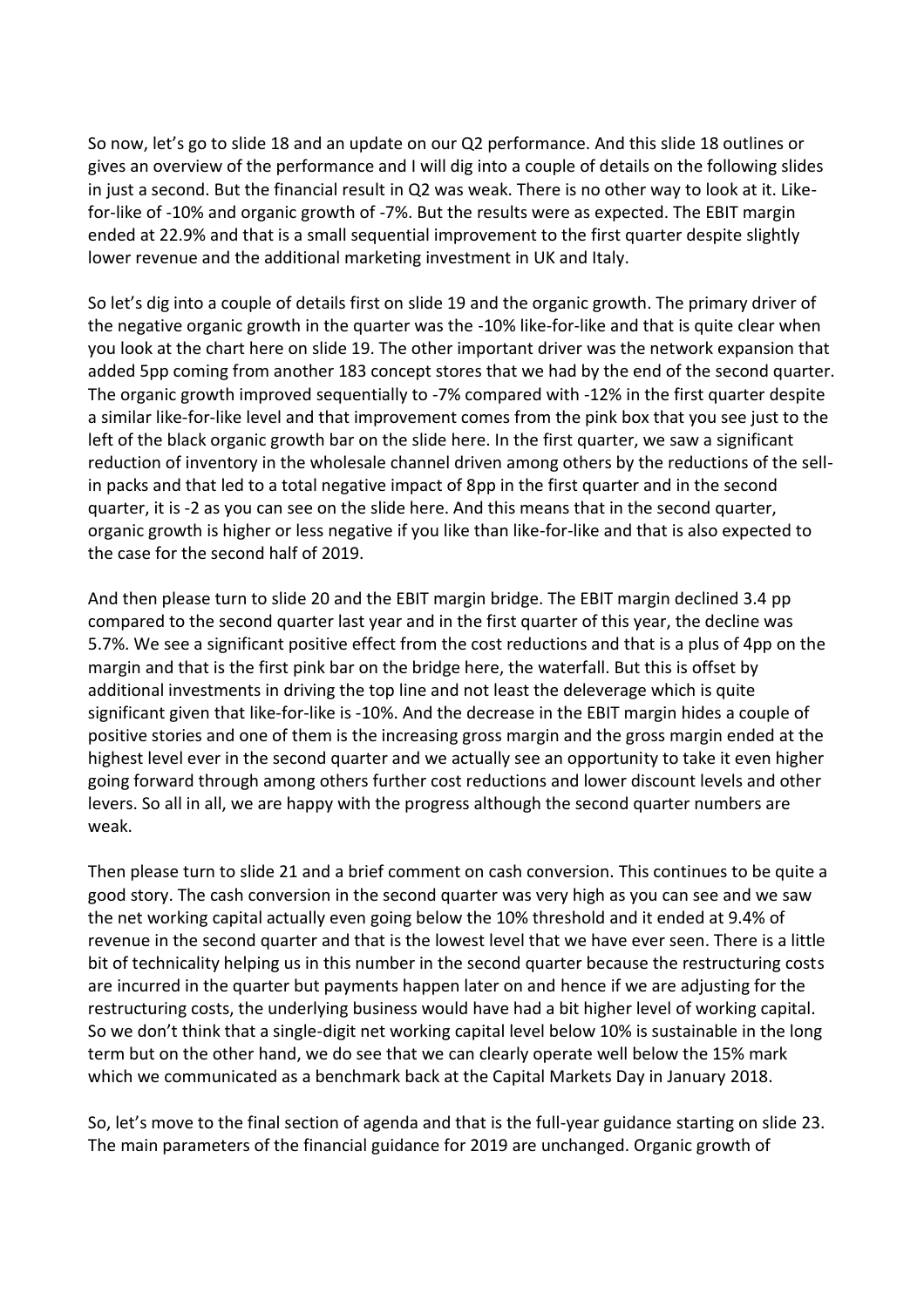So now, let's go to slide 18 and an update on our Q2 performance. And this slide 18 outlines or gives an overview of the performance and I will dig into a couple of details on the following slides in just a second. But the financial result in Q2 was weak. There is no other way to look at it. Like-for-like of -10% and organic growth of -7%. But the results were as expected. The EBIT margin ended at 22.9% and that is a small sequential improvement to the first quarter despite slightly lower revenue and the additional marketing investment in UK and Italy.

So let's dig into a couple of details first on slide 19 and the organic growth. The primary driver of the negative organic growth in the quarter was the -10% like-for-like and that is quite clear when you look at the chart here on slide 19. The other important driver was the network expansion that added 5pp coming from another 183 concept stores that we had by the end of the second quarter. The organic growth improved sequentially to -7% compared with -12% in the first quarter despite a similar like-for-like level and that improvement comes from the pink box that you see just to the left of the black organic growth bar on the slide here. In the first quarter, we saw a significant reduction of inventory in the wholesale channel driven among others by the reductions of the sell-in packs and that led to a total negative impact of 8pp in the first quarter and in the second quarter, it is -2 as you can see on the slide here. And this means that in the second quarter, organic growth is higher or less negative if you like than like-for-like and that is also expected to the case for the second half of 2019.

And then please turn to slide 20 and the EBIT margin bridge. The EBIT margin declined 3.4 pp compared to the second quarter last year and in the first quarter of this year, the decline was 5.7%. We see a significant positive effect from the cost reductions and that is a plus of 4pp on the margin and that is the first pink bar on the bridge here, the waterfall. But this is offset by additional investments in driving the top line and not least the deleverage which is quite significant given that like-for-like is -10%. And the decrease in the EBIT margin hides a couple of positive stories and one of them is the increasing gross margin and the gross margin ended at the highest level ever in the second quarter and we actually see an opportunity to take it even higher going forward through among others further cost reductions and lower discount levels and other levers. So all in all, we are happy with the progress although the second quarter numbers are weak.

Then please turn to slide 21 and a brief comment on cash conversion. This continues to be quite a good story. The cash conversion in the second quarter was very high as you can see and we saw the net working capital actually even going below the 10% threshold and it ended at 9.4% of revenue in the second quarter and that is the lowest level that we have ever seen. There is a little bit of technicality helping us in this number in the second quarter because the restructuring costs are incurred in the quarter but payments happen later on and hence if we are adjusting for the restructuring costs, the underlying business would have had a bit higher level of working capital. So we don't think that a single-digit net working capital level below 10% is sustainable in the long term but on the other hand, we do see that we can clearly operate well below the 15% mark which we communicated as a benchmark back at the Capital Markets Day in January 2018.

So, let's move to the final section of agenda and that is the full-year guidance starting on slide 23. The main parameters of the financial guidance for 2019 are unchanged. Organic growth of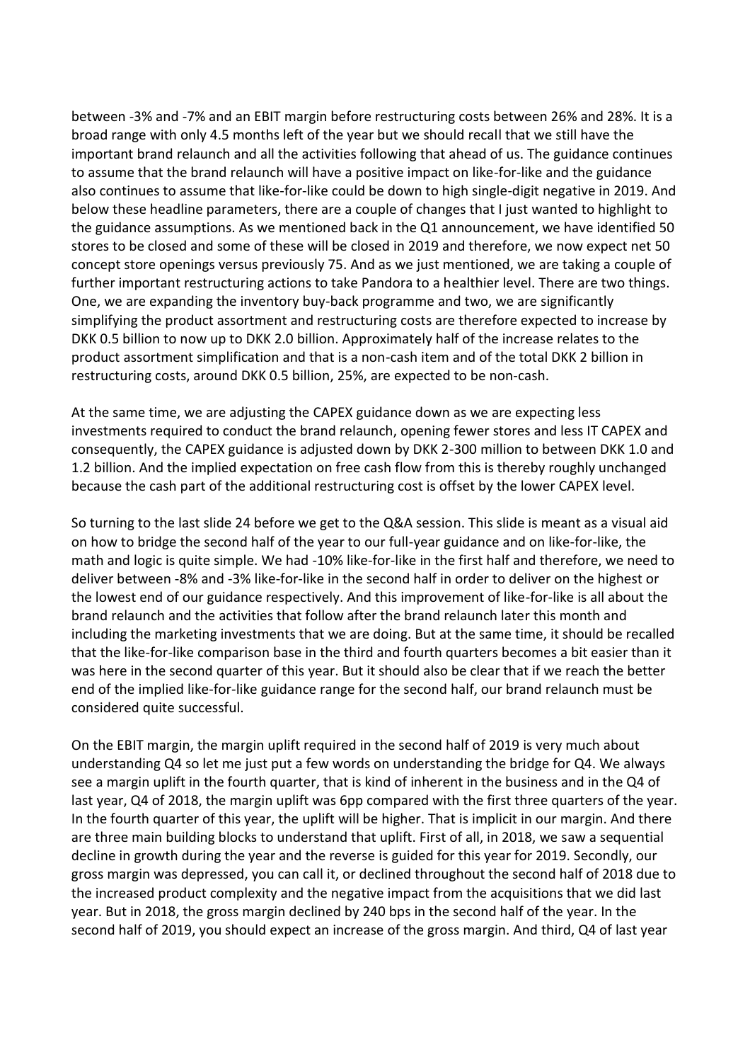between -3% and -7% and an EBIT margin before restructuring costs between 26% and 28%. It is a broad range with only 4.5 months left of the year but we should recall that we still have the important brand relaunch and all the activities following that ahead of us. The guidance continues to assume that the brand relaunch will have a positive impact on like-for-like and the guidance also continues to assume that like-for-like could be down to high single-digit negative in 2019. And below these headline parameters, there are a couple of changes that I just wanted to highlight to the guidance assumptions. As we mentioned back in the Q1 announcement, we have identified 50 stores to be closed and some of these will be closed in 2019 and therefore, we now expect net 50 concept store openings versus previously 75. And as we just mentioned, we are taking a couple of further important restructuring actions to take Pandora to a healthier level. There are two things. One, we are expanding the inventory buy-back programme and two, we are significantly simplifying the product assortment and restructuring costs are therefore expected to increase by DKK 0.5 billion to now up to DKK 2.0 billion. Approximately half of the increase relates to the product assortment simplification and that is a non-cash item and of the total DKK 2 billion in restructuring costs, around DKK 0.5 billion, 25%, are expected to be non-cash.

At the same time, we are adjusting the CAPEX guidance down as we are expecting less investments required to conduct the brand relaunch, opening fewer stores and less IT CAPEX and consequently, the CAPEX guidance is adjusted down by DKK 2-300 million to between DKK 1.0 and 1.2 billion. And the implied expectation on free cash flow from this is thereby roughly unchanged because the cash part of the additional restructuring cost is offset by the lower CAPEX level.

So turning to the last slide 24 before we get to the Q&A session. This slide is meant as a visual aid on how to bridge the second half of the year to our full-year guidance and on like-for-like, the math and logic is quite simple. We had -10% like-for-like in the first half and therefore, we need to deliver between -8% and -3% like-for-like in the second half in order to deliver on the highest or the lowest end of our guidance respectively. And this improvement of like-for-like is all about the brand relaunch and the activities that follow after the brand relaunch later this month and including the marketing investments that we are doing. But at the same time, it should be recalled that the like-for-like comparison base in the third and fourth quarters becomes a bit easier than it was here in the second quarter of this year. But it should also be clear that if we reach the better end of the implied like-for-like guidance range for the second half, our brand relaunch must be considered quite successful.

On the EBIT margin, the margin uplift required in the second half of 2019 is very much about understanding Q4 so let me just put a few words on understanding the bridge for Q4. We always see a margin uplift in the fourth quarter, that is kind of inherent in the business and in the Q4 of last year, Q4 of 2018, the margin uplift was 6pp compared with the first three quarters of the year. In the fourth quarter of this year, the uplift will be higher. That is implicit in our margin. And there are three main building blocks to understand that uplift. First of all, in 2018, we saw a sequential decline in growth during the year and the reverse is guided for this year for 2019. Secondly, our gross margin was depressed, you can call it, or declined throughout the second half of 2018 due to the increased product complexity and the negative impact from the acquisitions that we did last year. But in 2018, the gross margin declined by 240 bps in the second half of the year. In the second half of 2019, you should expect an increase of the gross margin. And third, Q4 of last year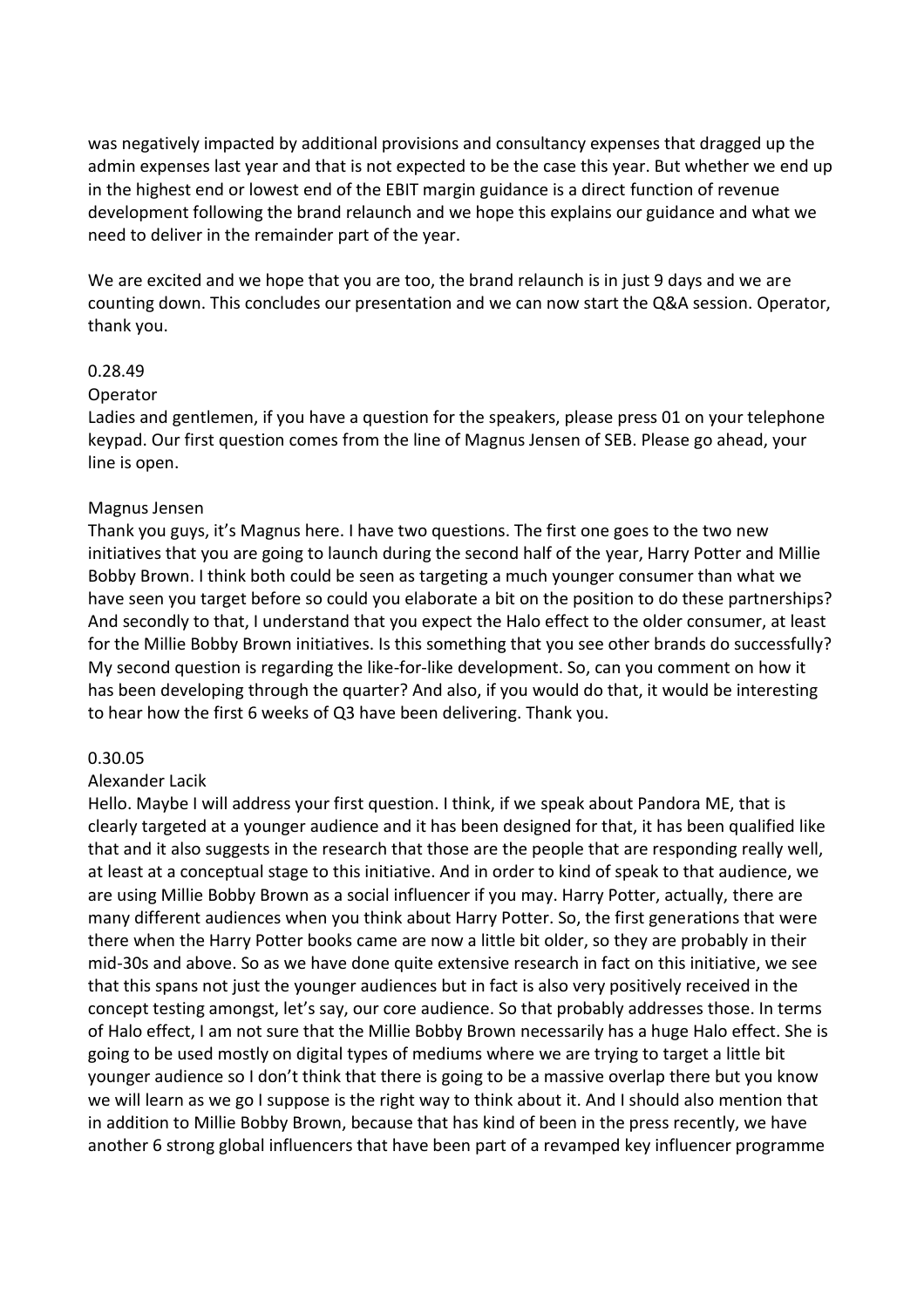was negatively impacted by additional provisions and consultancy expenses that dragged up the admin expenses last year and that is not expected to be the case this year. But whether we end up in the highest end or lowest end of the EBIT margin guidance is a direct function of revenue development following the brand relaunch and we hope this explains our guidance and what we need to deliver in the remainder part of the year.

We are excited and we hope that you are too, the brand relaunch is in just 9 days and we are counting down. This concludes our presentation and we can now start the Q&A session. Operator, thank you.

0.28.49

Operator

Ladies and gentlemen, if you have a question for the speakers, please press 01 on your telephone keypad. Our first question comes from the line of Magnus Jensen of SEB. Please go ahead, your line is open.

Magnus Jensen

Thank you guys, it's Magnus here. I have two questions. The first one goes to the two new initiatives that you are going to launch during the second half of the year, Harry Potter and Millie Bobby Brown. I think both could be seen as targeting a much younger consumer than what we have seen you target before so could you elaborate a bit on the position to do these partnerships? And secondly to that, I understand that you expect the Halo effect to the older consumer, at least for the Millie Bobby Brown initiatives. Is this something that you see other brands do successfully? My second question is regarding the like-for-like development. So, can you comment on how it has been developing through the quarter? And also, if you would do that, it would be interesting to hear how the first 6 weeks of Q3 have been delivering. Thank you.

0.30.05

Alexander Lacik

Hello. Maybe I will address your first question. I think, if we speak about Pandora ME, that is clearly targeted at a younger audience and it has been designed for that, it has been qualified like that and it also suggests in the research that those are the people that are responding really well, at least at a conceptual stage to this initiative. And in order to kind of speak to that audience, we are using Millie Bobby Brown as a social influencer if you may. Harry Potter, actually, there are many different audiences when you think about Harry Potter. So, the first generations that were there when the Harry Potter books came are now a little bit older, so they are probably in their mid-30s and above. So as we have done quite extensive research in fact on this initiative, we see that this spans not just the younger audiences but in fact is also very positively received in the concept testing amongst, let's say, our core audience. So that probably addresses those. In terms of Halo effect, I am not sure that the Millie Bobby Brown necessarily has a huge Halo effect. She is going to be used mostly on digital types of mediums where we are trying to target a little bit younger audience so I don't think that there is going to be a massive overlap there but you know we will learn as we go I suppose is the right way to think about it. And I should also mention that in addition to Millie Bobby Brown, because that has kind of been in the press recently, we have another 6 strong global influencers that have been part of a revamped key influencer programme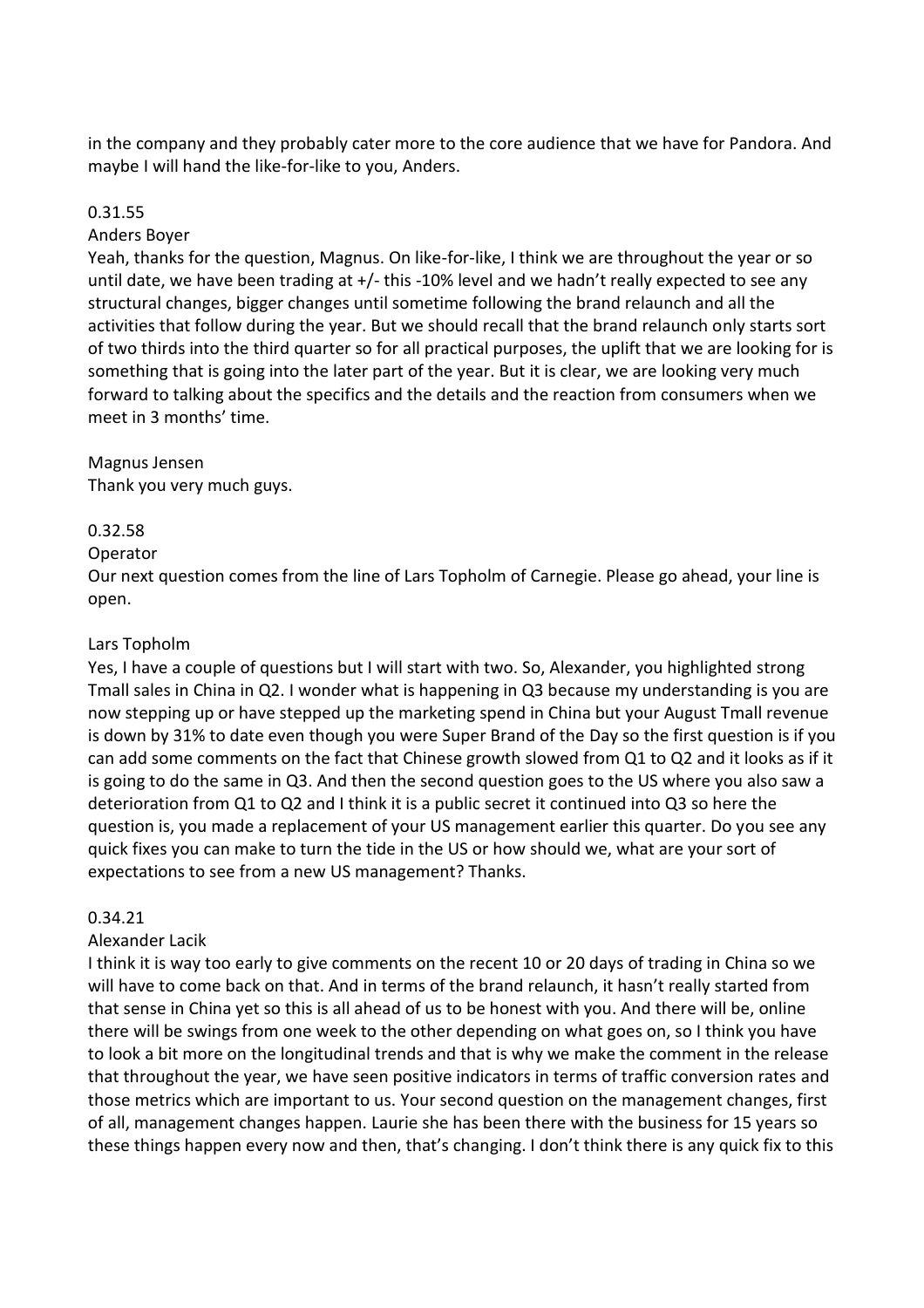in the company and they probably cater more to the core audience that we have for Pandora. And maybe I will hand the like-for-like to you, Anders.

0.31.55

Anders Boyer

Yeah, thanks for the question, Magnus. On like-for-like, I think we are throughout the year or so until date, we have been trading at +/- this -10% level and we hadn't really expected to see any structural changes, bigger changes until sometime following the brand relaunch and all the activities that follow during the year. But we should recall that the brand relaunch only starts sort of two thirds into the third quarter so for all practical purposes, the uplift that we are looking for is something that is going into the later part of the year. But it is clear, we are looking very much forward to talking about the specifics and the details and the reaction from consumers when we meet in 3 months' time.

Magnus Jensen

Thank you very much guys.

0.32.58

Operator

Our next question comes from the line of Lars Topholm of Carnegie. Please go ahead, your line is open.

Lars Topholm

Yes, I have a couple of questions but I will start with two. So, Alexander, you highlighted strong Tmall sales in China in Q2. I wonder what is happening in Q3 because my understanding is you are now stepping up or have stepped up the marketing spend in China but your August Tmall revenue is down by 31% to date even though you were Super Brand of the Day so the first question is if you can add some comments on the fact that Chinese growth slowed from Q1 to Q2 and it looks as if it is going to do the same in Q3. And then the second question goes to the US where you also saw a deterioration from Q1 to Q2 and I think it is a public secret it continued into Q3 so here the question is, you made a replacement of your US management earlier this quarter. Do you see any quick fixes you can make to turn the tide in the US or how should we, what are your sort of expectations to see from a new US management? Thanks.

0.34.21

Alexander Lacik

I think it is way too early to give comments on the recent 10 or 20 days of trading in China so we will have to come back on that. And in terms of the brand relaunch, it hasn't really started from that sense in China yet so this is all ahead of us to be honest with you. And there will be, online there will be swings from one week to the other depending on what goes on, so I think you have to look a bit more on the longitudinal trends and that is why we make the comment in the release that throughout the year, we have seen positive indicators in terms of traffic conversion rates and those metrics which are important to us. Your second question on the management changes, first of all, management changes happen. Laurie she has been there with the business for 15 years so these things happen every now and then, that's changing. I don't think there is any quick fix to this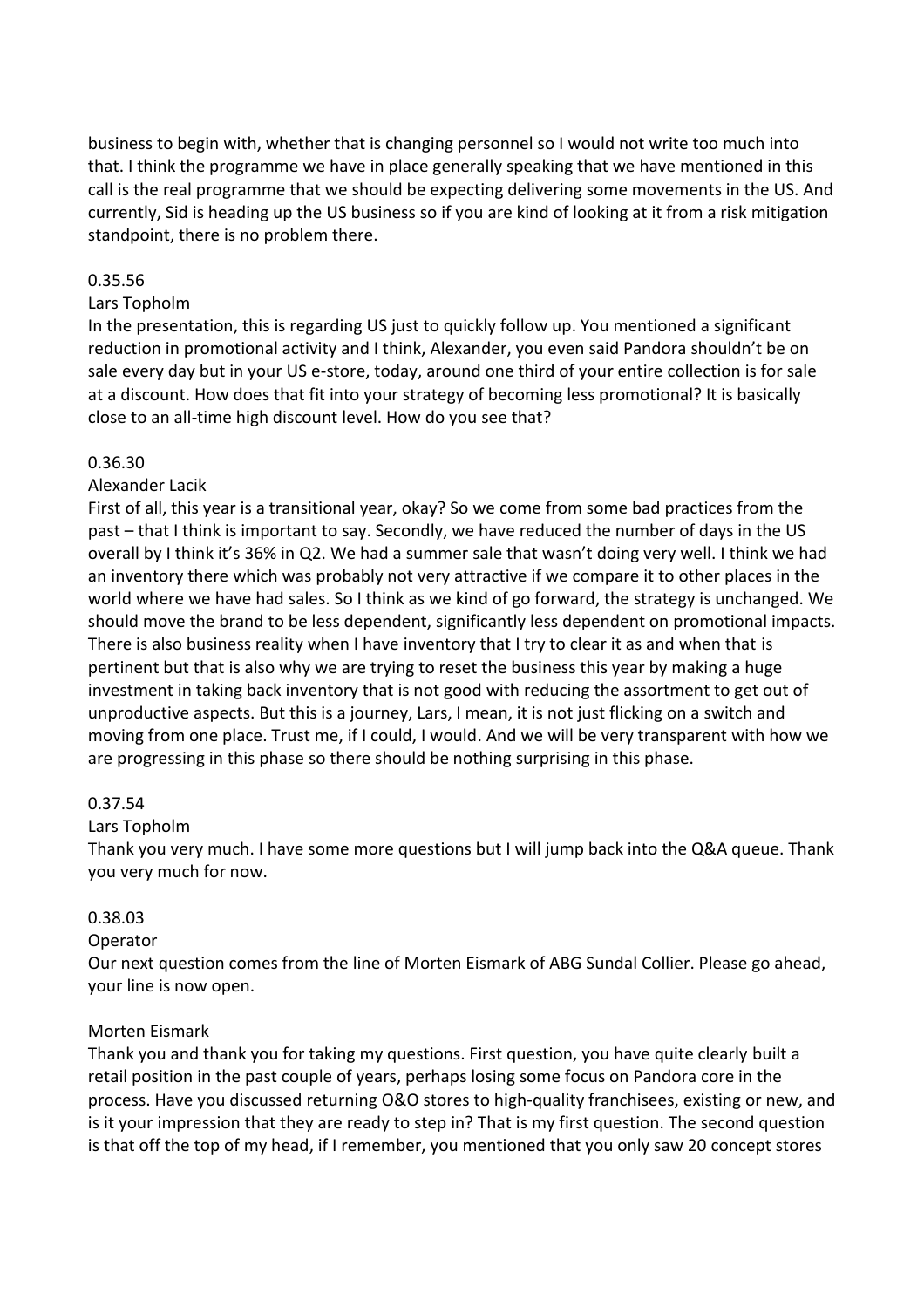business to begin with, whether that is changing personnel so I would not write too much into that. I think the programme we have in place generally speaking that we have mentioned in this call is the real programme that we should be expecting delivering some movements in the US. And currently, Sid is heading up the US business so if you are kind of looking at it from a risk mitigation standpoint, there is no problem there.

0.35.56

Lars Topholm

In the presentation, this is regarding US just to quickly follow up. You mentioned a significant reduction in promotional activity and I think, Alexander, you even said Pandora shouldn't be on sale every day but in your US e-store, today, around one third of your entire collection is for sale at a discount. How does that fit into your strategy of becoming less promotional? It is basically close to an all-time high discount level. How do you see that?

0.36.30

Alexander Lacik

First of all, this year is a transitional year, okay? So we come from some bad practices from the past – that I think is important to say. Secondly, we have reduced the number of days in the US overall by I think it's 36% in Q2. We had a summer sale that wasn't doing very well. I think we had an inventory there which was probably not very attractive if we compare it to other places in the world where we have had sales. So I think as we kind of go forward, the strategy is unchanged. We should move the brand to be less dependent, significantly less dependent on promotional impacts. There is also business reality when I have inventory that I try to clear it as and when that is pertinent but that is also why we are trying to reset the business this year by making a huge investment in taking back inventory that is not good with reducing the assortment to get out of unproductive aspects. But this is a journey, Lars, I mean, it is not just flicking on a switch and moving from one place. Trust me, if I could, I would. And we will be very transparent with how we are progressing in this phase so there should be nothing surprising in this phase.

0.37.54

Lars Topholm

Thank you very much. I have some more questions but I will jump back into the Q&A queue. Thank you very much for now.

0.38.03

Operator

Our next question comes from the line of Morten Eismark of ABG Sundal Collier. Please go ahead, your line is now open.

Morten Eismark

Thank you and thank you for taking my questions. First question, you have quite clearly built a retail position in the past couple of years, perhaps losing some focus on Pandora core in the process. Have you discussed returning O&O stores to high-quality franchisees, existing or new, and is it your impression that they are ready to step in? That is my first question. The second question is that off the top of my head, if I remember, you mentioned that you only saw 20 concept stores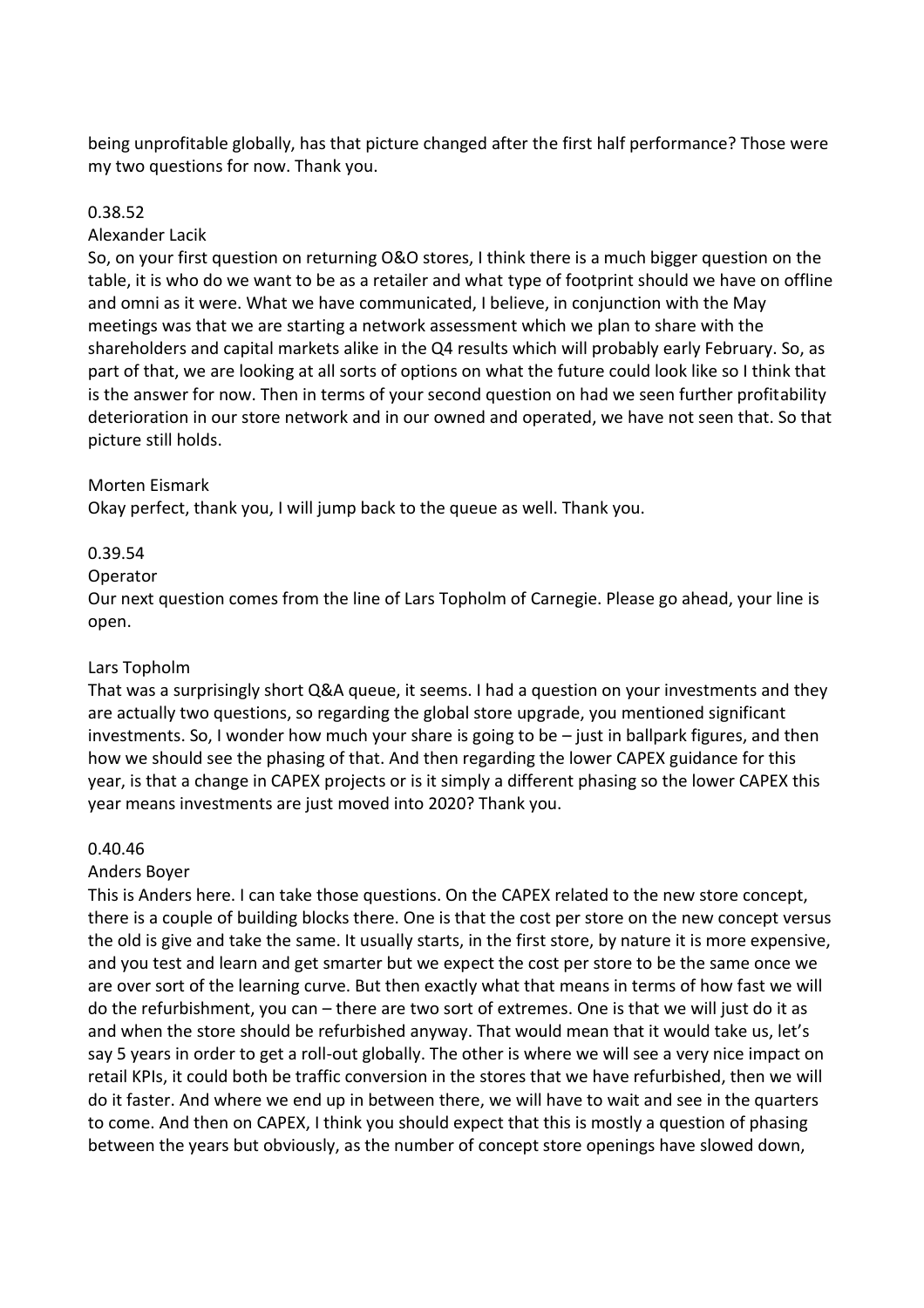being unprofitable globally, has that picture changed after the first half performance? Those were my two questions for now. Thank you.

0.38.52

Alexander Lacik

So, on your first question on returning O&O stores, I think there is a much bigger question on the table, it is who do we want to be as a retailer and what type of footprint should we have on offline and omni as it were. What we have communicated, I believe, in conjunction with the May meetings was that we are starting a network assessment which we plan to share with the shareholders and capital markets alike in the Q4 results which will probably early February. So, as part of that, we are looking at all sorts of options on what the future could look like so I think that is the answer for now. Then in terms of your second question on had we seen further profitability deterioration in our store network and in our owned and operated, we have not seen that. So that picture still holds.

Morten Eismark

Okay perfect, thank you, I will jump back to the queue as well. Thank you.

0.39.54

Operator

Our next question comes from the line of Lars Topholm of Carnegie. Please go ahead, your line is open.

Lars Topholm

That was a surprisingly short Q&A queue, it seems. I had a question on your investments and they are actually two questions, so regarding the global store upgrade, you mentioned significant investments. So, I wonder how much your share is going to be – just in ballpark figures, and then how we should see the phasing of that. And then regarding the lower CAPEX guidance for this year, is that a change in CAPEX projects or is it simply a different phasing so the lower CAPEX this year means investments are just moved into 2020? Thank you.

0.40.46

Anders Boyer

This is Anders here. I can take those questions. On the CAPEX related to the new store concept, there is a couple of building blocks there. One is that the cost per store on the new concept versus the old is give and take the same. It usually starts, in the first store, by nature it is more expensive, and you test and learn and get smarter but we expect the cost per store to be the same once we are over sort of the learning curve. But then exactly what that means in terms of how fast we will do the refurbishment, you can – there are two sort of extremes. One is that we will just do it as and when the store should be refurbished anyway. That would mean that it would take us, let's say 5 years in order to get a roll-out globally. The other is where we will see a very nice impact on retail KPIs, it could both be traffic conversion in the stores that we have refurbished, then we will do it faster. And where we end up in between there, we will have to wait and see in the quarters to come. And then on CAPEX, I think you should expect that this is mostly a question of phasing between the years but obviously, as the number of concept store openings have slowed down,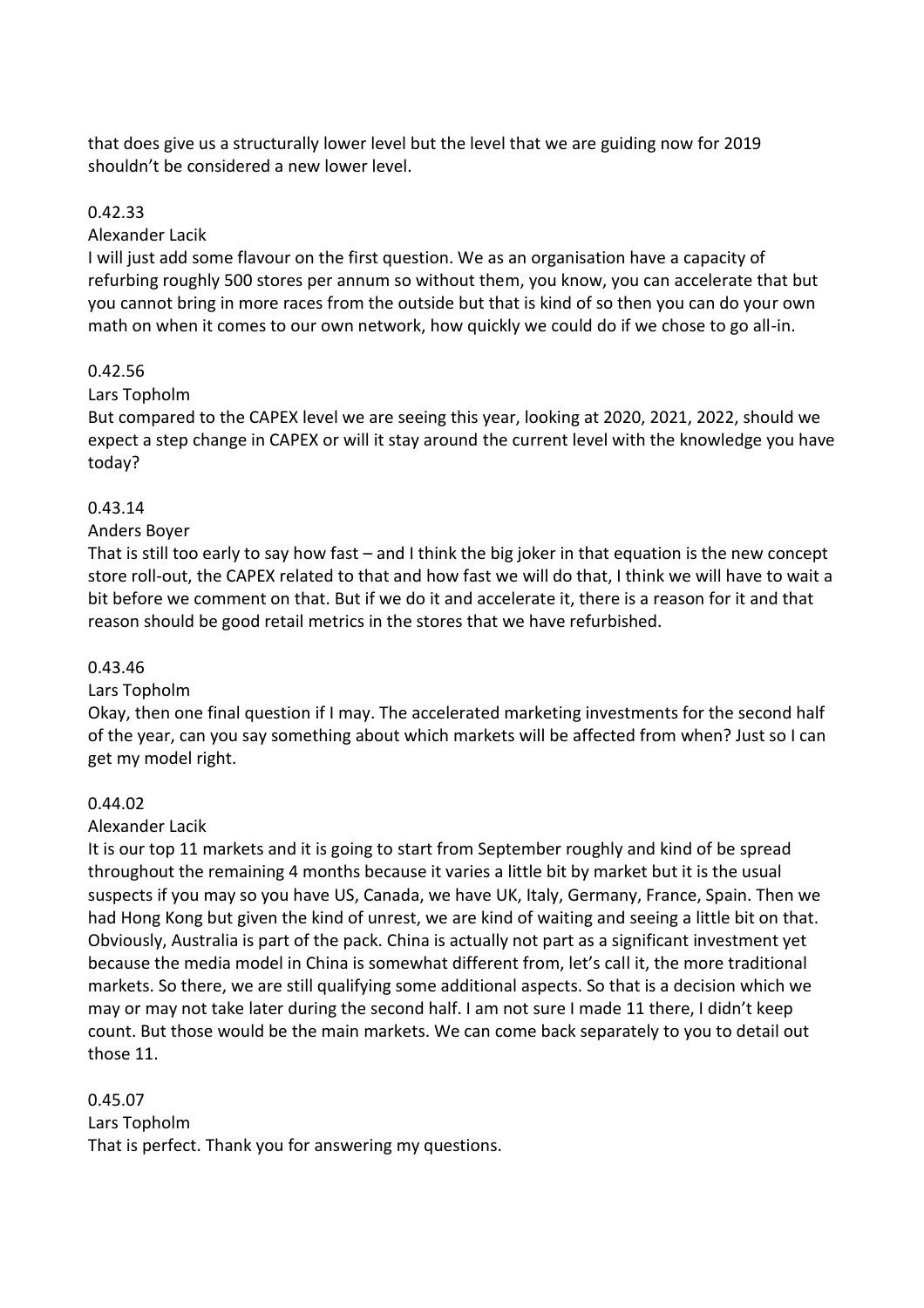that does give us a structurally lower level but the level that we are guiding now for 2019 shouldn't be considered a new lower level.

0.42.33

Alexander Lacik

I will just add some flavour on the first question. We as an organisation have a capacity of refurbing roughly 500 stores per annum so without them, you know, you can accelerate that but you cannot bring in more races from the outside but that is kind of so then you can do your own math on when it comes to our own network, how quickly we could do if we chose to go all-in.

0.42.56

Lars Topholm

But compared to the CAPEX level we are seeing this year, looking at 2020, 2021, 2022, should we expect a step change in CAPEX or will it stay around the current level with the knowledge you have today?

0.43.14

Anders Boyer

That is still too early to say how fast – and I think the big joker in that equation is the new concept store roll-out, the CAPEX related to that and how fast we will do that, I think we will have to wait a bit before we comment on that. But if we do it and accelerate it, there is a reason for it and that reason should be good retail metrics in the stores that we have refurbished.

0.43.46

Lars Topholm

Okay, then one final question if I may. The accelerated marketing investments for the second half of the year, can you say something about which markets will be affected from when? Just so I can get my model right.

0.44.02

Alexander Lacik

It is our top 11 markets and it is going to start from September roughly and kind of be spread throughout the remaining 4 months because it varies a little bit by market but it is the usual suspects if you may so you have US, Canada, we have UK, Italy, Germany, France, Spain. Then we had Hong Kong but given the kind of unrest, we are kind of waiting and seeing a little bit on that. Obviously, Australia is part of the pack. China is actually not part as a significant investment yet because the media model in China is somewhat different from, let's call it, the more traditional markets. So there, we are still qualifying some additional aspects. So that is a decision which we may or may not take later during the second half. I am not sure I made 11 there, I didn't keep count. But those would be the main markets. We can come back separately to you to detail out those 11.

0.45.07

Lars Topholm

That is perfect. Thank you for answering my questions.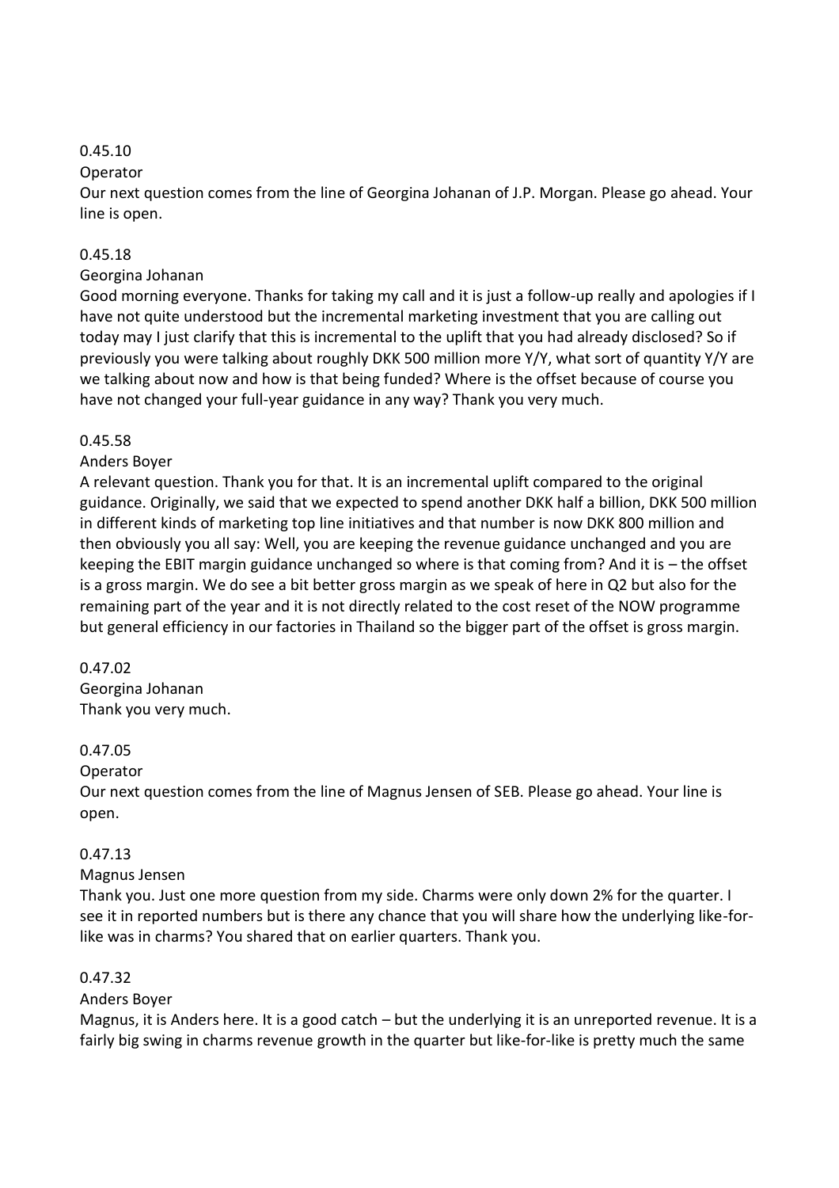0.45.10

Operator

Our next question comes from the line of Georgina Johanan of J.P. Morgan. Please go ahead. Your line is open.

0.45.18

Georgina Johanan

Good morning everyone. Thanks for taking my call and it is just a follow-up really and apologies if I have not quite understood but the incremental marketing investment that you are calling out today may I just clarify that this is incremental to the uplift that you had already disclosed? So if previously you were talking about roughly DKK 500 million more Y/Y, what sort of quantity Y/Y are we talking about now and how is that being funded? Where is the offset because of course you have not changed your full-year guidance in any way? Thank you very much.

0.45.58

Anders Boyer

A relevant question. Thank you for that. It is an incremental uplift compared to the original guidance. Originally, we said that we expected to spend another DKK half a billion, DKK 500 million in different kinds of marketing top line initiatives and that number is now DKK 800 million and then obviously you all say: Well, you are keeping the revenue guidance unchanged and you are keeping the EBIT margin guidance unchanged so where is that coming from? And it is – the offset is a gross margin. We do see a bit better gross margin as we speak of here in Q2 but also for the remaining part of the year and it is not directly related to the cost reset of the NOW programme but general efficiency in our factories in Thailand so the bigger part of the offset is gross margin.

0.47.02

Georgina Johanan

Thank you very much.

0.47.05

Operator

Our next question comes from the line of Magnus Jensen of SEB. Please go ahead. Your line is open.

0.47.13

Magnus Jensen

Thank you. Just one more question from my side. Charms were only down 2% for the quarter. I see it in reported numbers but is there any chance that you will share how the underlying like-for-like was in charms? You shared that on earlier quarters. Thank you.

0.47.32

Anders Boyer

Magnus, it is Anders here. It is a good catch – but the underlying it is an unreported revenue. It is a fairly big swing in charms revenue growth in the quarter but like-for-like is pretty much the same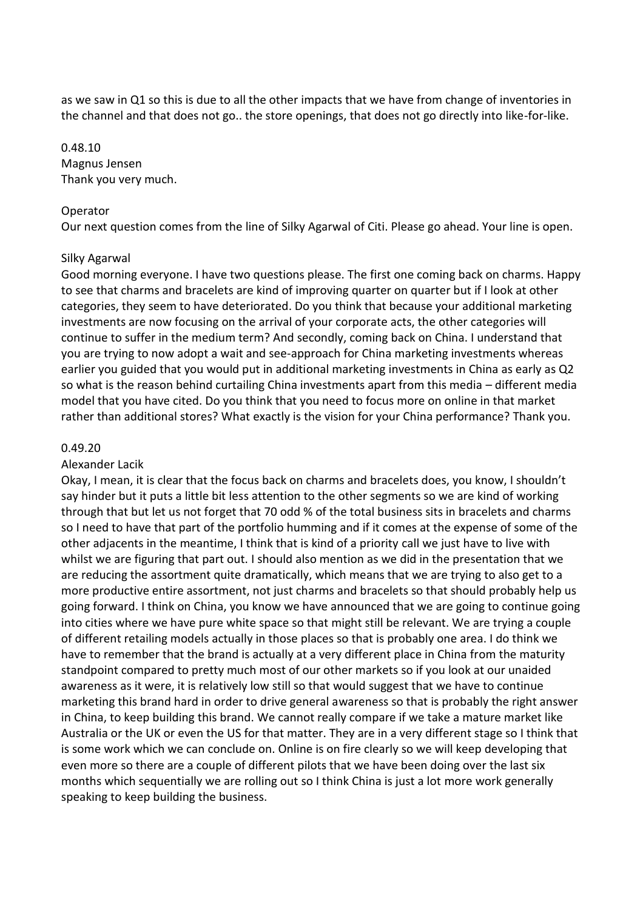as we saw in Q1 so this is due to all the other impacts that we have from change of inventories in the channel and that does not go.. the store openings, that does not go directly into like-for-like.

0.48.10
Magnus Jensen
Thank you very much.

Operator
Our next question comes from the line of Silky Agarwal of Citi. Please go ahead. Your line is open.

Silky Agarwal
Good morning everyone. I have two questions please. The first one coming back on charms. Happy to see that charms and bracelets are kind of improving quarter on quarter but if I look at other categories, they seem to have deteriorated. Do you think that because your additional marketing investments are now focusing on the arrival of your corporate acts, the other categories will continue to suffer in the medium term? And secondly, coming back on China. I understand that you are trying to now adopt a wait and see-approach for China marketing investments whereas earlier you guided that you would put in additional marketing investments in China as early as Q2 so what is the reason behind curtailing China investments apart from this media – different media model that you have cited. Do you think that you need to focus more on online in that market rather than additional stores? What exactly is the vision for your China performance? Thank you.

0.49.20
Alexander Lacik
Okay, I mean, it is clear that the focus back on charms and bracelets does, you know, I shouldn't say hinder but it puts a little bit less attention to the other segments so we are kind of working through that but let us not forget that 70 odd % of the total business sits in bracelets and charms so I need to have that part of the portfolio humming and if it comes at the expense of some of the other adjacents in the meantime, I think that is kind of a priority call we just have to live with whilst we are figuring that part out. I should also mention as we did in the presentation that we are reducing the assortment quite dramatically, which means that we are trying to also get to a more productive entire assortment, not just charms and bracelets so that should probably help us going forward. I think on China, you know we have announced that we are going to continue going into cities where we have pure white space so that might still be relevant. We are trying a couple of different retailing models actually in those places so that is probably one area. I do think we have to remember that the brand is actually at a very different place in China from the maturity standpoint compared to pretty much most of our other markets so if you look at our unaided awareness as it were, it is relatively low still so that would suggest that we have to continue marketing this brand hard in order to drive general awareness so that is probably the right answer in China, to keep building this brand. We cannot really compare if we take a mature market like Australia or the UK or even the US for that matter. They are in a very different stage so I think that is some work which we can conclude on. Online is on fire clearly so we will keep developing that even more so there are a couple of different pilots that we have been doing over the last six months which sequentially we are rolling out so I think China is just a lot more work generally speaking to keep building the business.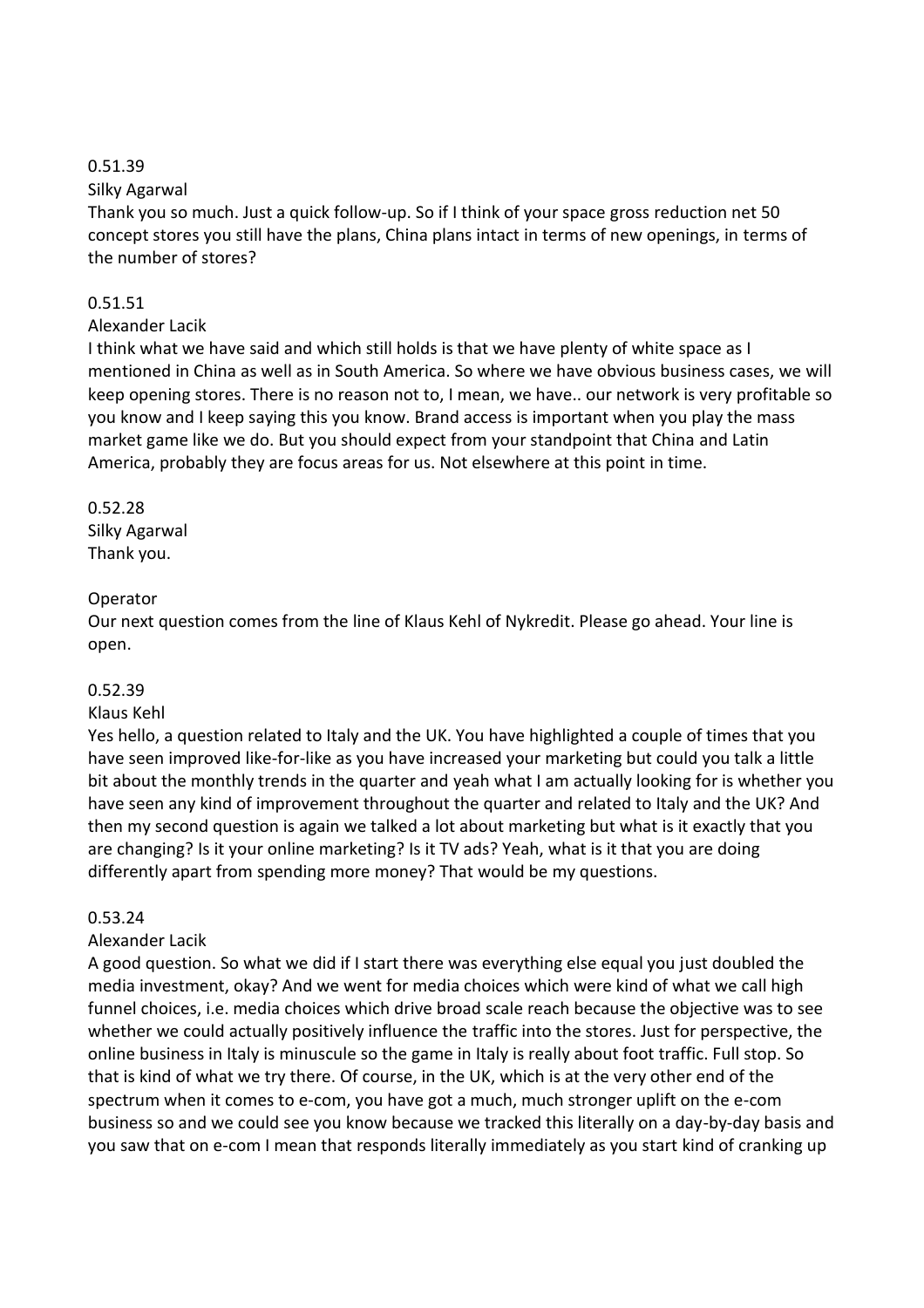0.51.39

Silky Agarwal

Thank you so much. Just a quick follow-up. So if I think of your space gross reduction net 50 concept stores you still have the plans, China plans intact in terms of new openings, in terms of the number of stores?

0.51.51

Alexander Lacik

I think what we have said and which still holds is that we have plenty of white space as I mentioned in China as well as in South America. So where we have obvious business cases, we will keep opening stores. There is no reason not to, I mean, we have.. our network is very profitable so you know and I keep saying this you know. Brand access is important when you play the mass market game like we do. But you should expect from your standpoint that China and Latin America, probably they are focus areas for us. Not elsewhere at this point in time.

0.52.28

Silky Agarwal

Thank you.

Operator

Our next question comes from the line of Klaus Kehl of Nykredit. Please go ahead. Your line is open.

0.52.39

Klaus Kehl

Yes hello, a question related to Italy and the UK. You have highlighted a couple of times that you have seen improved like-for-like as you have increased your marketing but could you talk a little bit about the monthly trends in the quarter and yeah what I am actually looking for is whether you have seen any kind of improvement throughout the quarter and related to Italy and the UK? And then my second question is again we talked a lot about marketing but what is it exactly that you are changing? Is it your online marketing? Is it TV ads? Yeah, what is it that you are doing differently apart from spending more money? That would be my questions.

0.53.24

Alexander Lacik

A good question. So what we did if I start there was everything else equal you just doubled the media investment, okay? And we went for media choices which were kind of what we call high funnel choices, i.e. media choices which drive broad scale reach because the objective was to see whether we could actually positively influence the traffic into the stores. Just for perspective, the online business in Italy is minuscule so the game in Italy is really about foot traffic. Full stop. So that is kind of what we try there. Of course, in the UK, which is at the very other end of the spectrum when it comes to e-com, you have got a much, much stronger uplift on the e-com business so and we could see you know because we tracked this literally on a day-by-day basis and you saw that on e-com I mean that responds literally immediately as you start kind of cranking up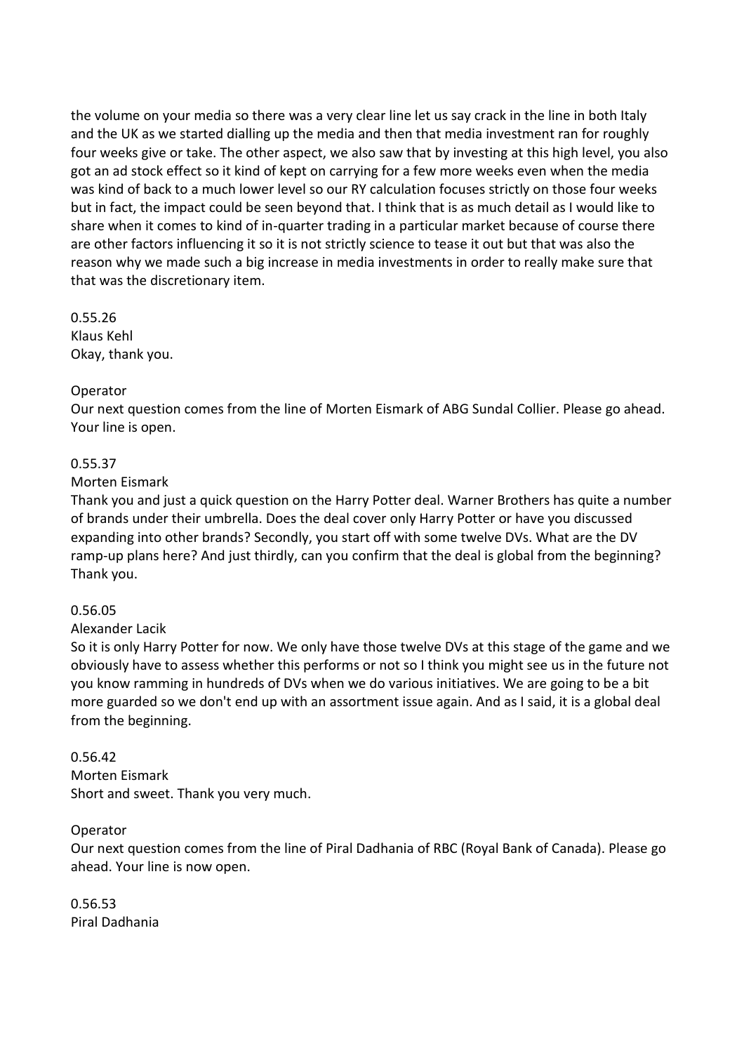the volume on your media so there was a very clear line let us say crack in the line in both Italy and the UK as we started dialling up the media and then that media investment ran for roughly four weeks give or take. The other aspect, we also saw that by investing at this high level, you also got an ad stock effect so it kind of kept on carrying for a few more weeks even when the media was kind of back to a much lower level so our RY calculation focuses strictly on those four weeks but in fact, the impact could be seen beyond that. I think that is as much detail as I would like to share when it comes to kind of in-quarter trading in a particular market because of course there are other factors influencing it so it is not strictly science to tease it out but that was also the reason why we made such a big increase in media investments in order to really make sure that that was the discretionary item.

0.55.26
Klaus Kehl
Okay, thank you.

Operator
Our next question comes from the line of Morten Eismark of ABG Sundal Collier. Please go ahead. Your line is open.

0.55.37
Morten Eismark
Thank you and just a quick question on the Harry Potter deal. Warner Brothers has quite a number of brands under their umbrella. Does the deal cover only Harry Potter or have you discussed expanding into other brands? Secondly, you start off with some twelve DVs. What are the DV ramp-up plans here? And just thirdly, can you confirm that the deal is global from the beginning? Thank you.

0.56.05
Alexander Lacik
So it is only Harry Potter for now. We only have those twelve DVs at this stage of the game and we obviously have to assess whether this performs or not so I think you might see us in the future not you know ramming in hundreds of DVs when we do various initiatives. We are going to be a bit more guarded so we don't end up with an assortment issue again. And as I said, it is a global deal from the beginning.

0.56.42
Morten Eismark
Short and sweet. Thank you very much.

Operator
Our next question comes from the line of Piral Dadhania of RBC (Royal Bank of Canada). Please go ahead. Your line is now open.

0.56.53
Piral Dadhania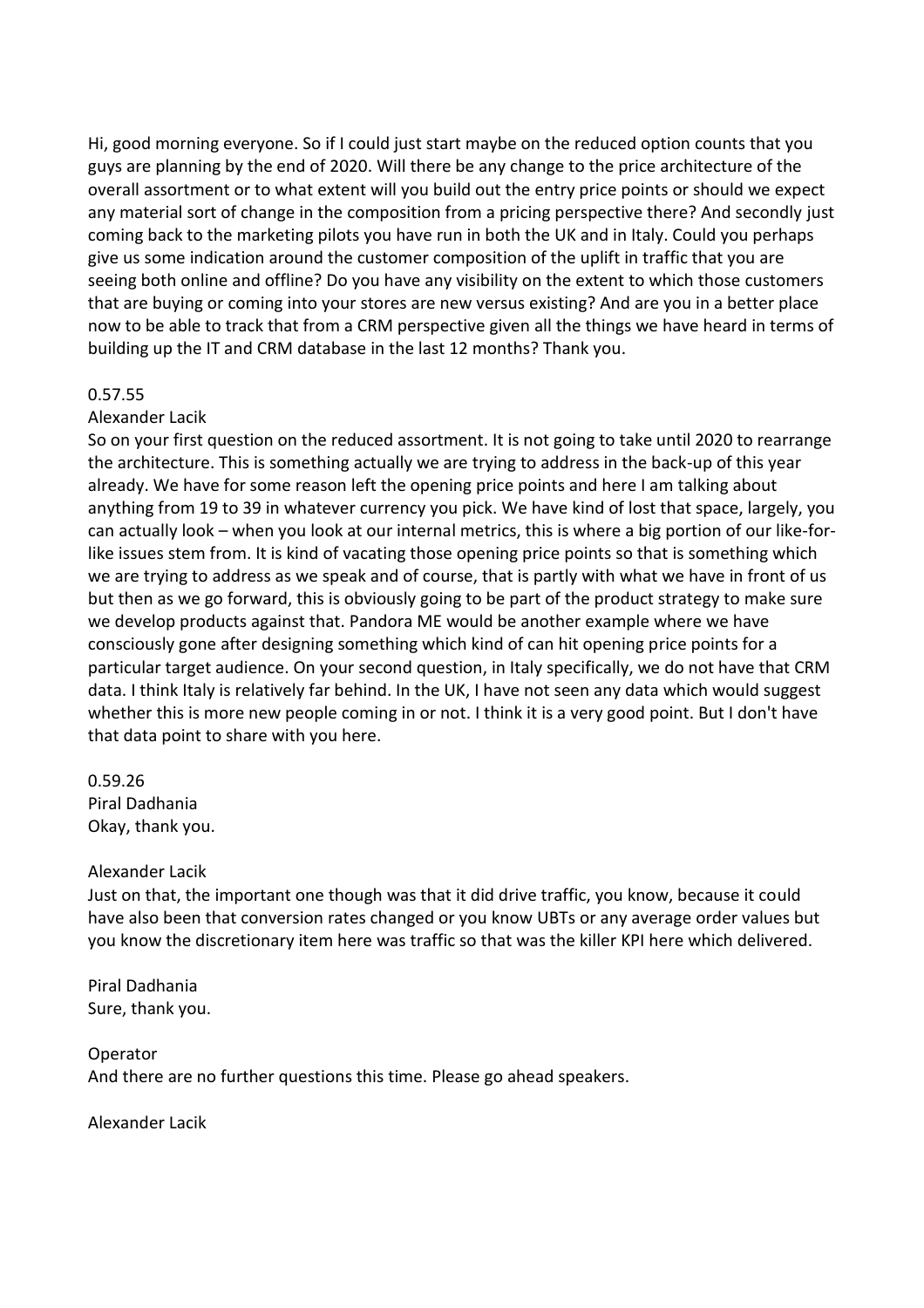Hi, good morning everyone. So if I could just start maybe on the reduced option counts that you guys are planning by the end of 2020. Will there be any change to the price architecture of the overall assortment or to what extent will you build out the entry price points or should we expect any material sort of change in the composition from a pricing perspective there? And secondly just coming back to the marketing pilots you have run in both the UK and in Italy. Could you perhaps give us some indication around the customer composition of the uplift in traffic that you are seeing both online and offline? Do you have any visibility on the extent to which those customers that are buying or coming into your stores are new versus existing? And are you in a better place now to be able to track that from a CRM perspective given all the things we have heard in terms of building up the IT and CRM database in the last 12 months? Thank you.

0.57.55

Alexander Lacik

So on your first question on the reduced assortment. It is not going to take until 2020 to rearrange the architecture. This is something actually we are trying to address in the back-up of this year already. We have for some reason left the opening price points and here I am talking about anything from 19 to 39 in whatever currency you pick. We have kind of lost that space, largely, you can actually look – when you look at our internal metrics, this is where a big portion of our like-for-like issues stem from. It is kind of vacating those opening price points so that is something which we are trying to address as we speak and of course, that is partly with what we have in front of us but then as we go forward, this is obviously going to be part of the product strategy to make sure we develop products against that. Pandora ME would be another example where we have consciously gone after designing something which kind of can hit opening price points for a particular target audience. On your second question, in Italy specifically, we do not have that CRM data. I think Italy is relatively far behind. In the UK, I have not seen any data which would suggest whether this is more new people coming in or not. I think it is a very good point. But I don't have that data point to share with you here.

0.59.26

Piral Dadhania

Okay, thank you.

Alexander Lacik

Just on that, the important one though was that it did drive traffic, you know, because it could have also been that conversion rates changed or you know UBTs or any average order values but you know the discretionary item here was traffic so that was the killer KPI here which delivered.

Piral Dadhania

Sure, thank you.

Operator

And there are no further questions this time. Please go ahead speakers.

Alexander Lacik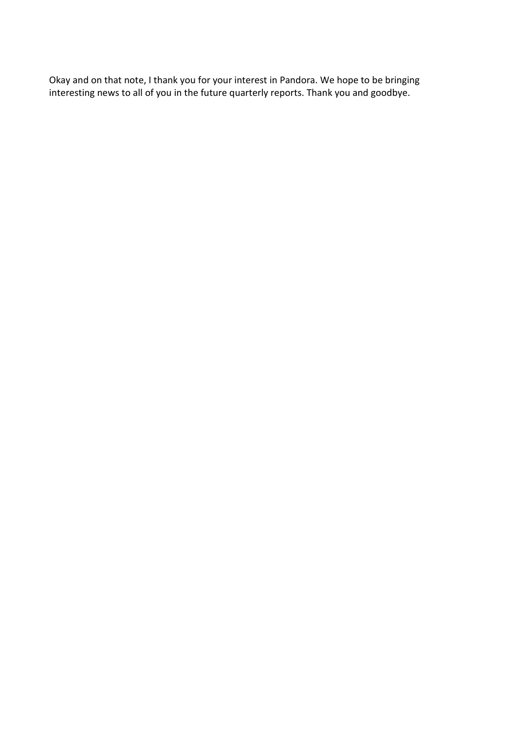Okay and on that note, I thank you for your interest in Pandora. We hope to be bringing interesting news to all of you in the future quarterly reports. Thank you and goodbye.